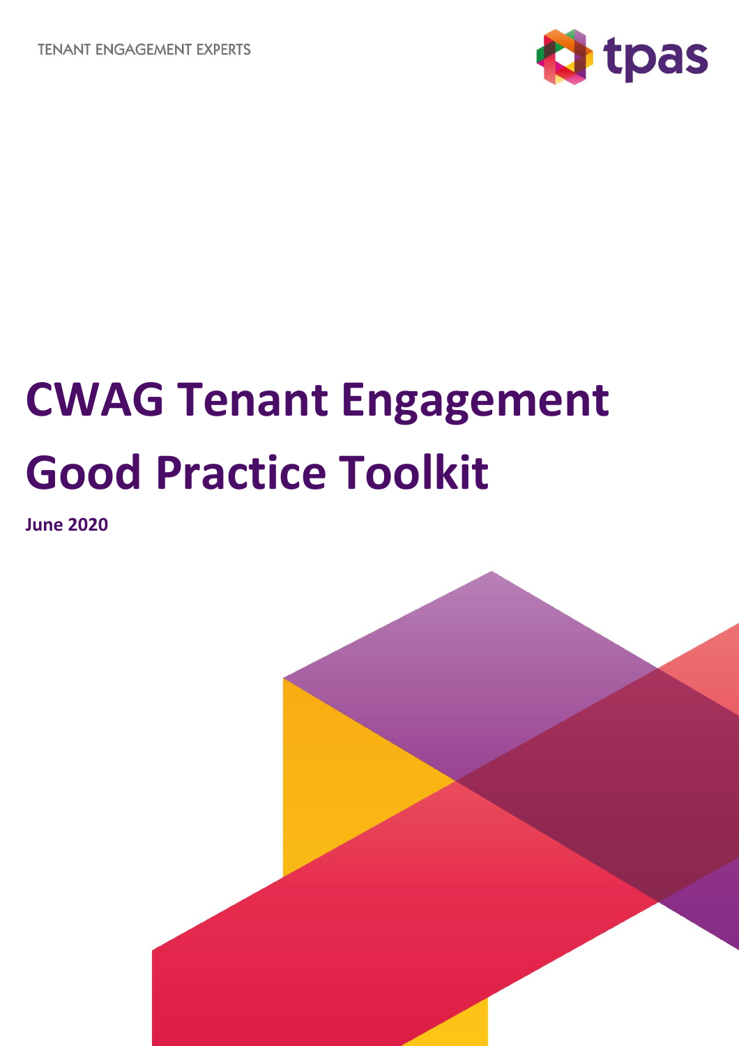TENANT ENGAGEMENT EXPERTS

tpas

# CWAG Tenant Engagement Good Practice Toolkit

**June 2020**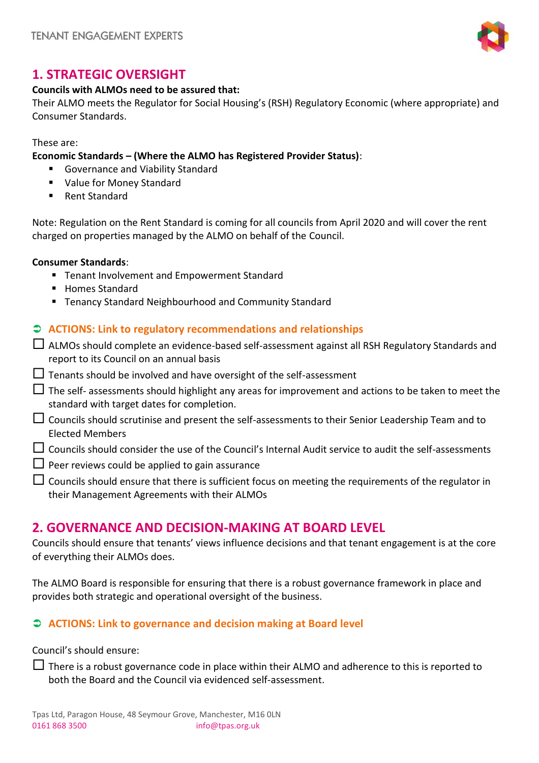## 1. STRATEGIC OVERSIGHT

**Councils with ALMOs need to be assured that:**

Their ALMO meets the Regulator for Social Housing's (RSH) Regulatory Economic (where appropriate) and Consumer Standards.

These are:

**Economic Standards – (Where the ALMO has Registered Provider Status)**:

- Governance and Viability Standard
- Value for Money Standard
- Rent Standard

Note: Regulation on the Rent Standard is coming for all councils from April 2020 and will cover the rent charged on properties managed by the ALMO on behalf of the Council.

**Consumer Standards**:

- Tenant Involvement and Empowerment Standard
- Homes Standard
- Tenancy Standard Neighbourhood and Community Standard

### ➲ ACTIONS: Link to regulatory recommendations and relationships

- ☐ ALMOs should complete an evidence-based self-assessment against all RSH Regulatory Standards and report to its Council on an annual basis
- ☐ Tenants should be involved and have oversight of the self-assessment
- ☐ The self- assessments should highlight any areas for improvement and actions to be taken to meet the standard with target dates for completion.
- ☐ Councils should scrutinise and present the self-assessments to their Senior Leadership Team and to Elected Members
- ☐ Councils should consider the use of the Council's Internal Audit service to audit the self-assessments
- ☐ Peer reviews could be applied to gain assurance
- ☐ Councils should ensure that there is sufficient focus on meeting the requirements of the regulator in their Management Agreements with their ALMOs

## 2. GOVERNANCE AND DECISION-MAKING AT BOARD LEVEL

Councils should ensure that tenants' views influence decisions and that tenant engagement is at the core of everything their ALMOs does.

The ALMO Board is responsible for ensuring that there is a robust governance framework in place and provides both strategic and operational oversight of the business.

### ➲ ACTIONS: Link to governance and decision making at Board level

Council's should ensure:

- ☐ There is a robust governance code in place within their ALMO and adherence to this is reported to both the Board and the Council via evidenced self-assessment.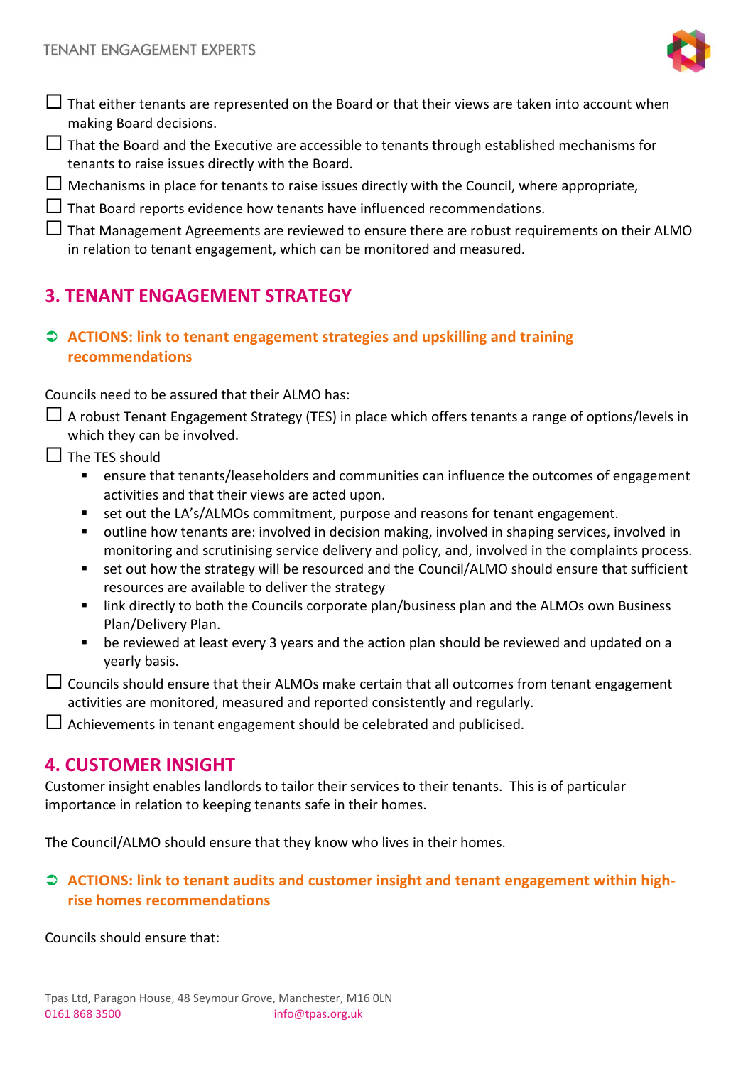- ☐ That either tenants are represented on the Board or that their views are taken into account when making Board decisions.
- ☐ That the Board and the Executive are accessible to tenants through established mechanisms for tenants to raise issues directly with the Board.
- ☐ Mechanisms in place for tenants to raise issues directly with the Council, where appropriate,
- ☐ That Board reports evidence how tenants have influenced recommendations.
- ☐ That Management Agreements are reviewed to ensure there are robust requirements on their ALMO in relation to tenant engagement, which can be monitored and measured.

## 3. TENANT ENGAGEMENT STRATEGY

➲ **ACTIONS: link to tenant engagement strategies and upskilling and training recommendations**

Councils need to be assured that their ALMO has:

- ☐ A robust Tenant Engagement Strategy (TES) in place which offers tenants a range of options/levels in which they can be involved.
- ☐ The TES should
  - ensure that tenants/leaseholders and communities can influence the outcomes of engagement activities and that their views are acted upon.
  - set out the LA's/ALMOs commitment, purpose and reasons for tenant engagement.
  - outline how tenants are: involved in decision making, involved in shaping services, involved in monitoring and scrutinising service delivery and policy, and, involved in the complaints process.
  - set out how the strategy will be resourced and the Council/ALMO should ensure that sufficient resources are available to deliver the strategy
  - link directly to both the Councils corporate plan/business plan and the ALMOs own Business Plan/Delivery Plan.
  - be reviewed at least every 3 years and the action plan should be reviewed and updated on a yearly basis.
- ☐ Councils should ensure that their ALMOs make certain that all outcomes from tenant engagement activities are monitored, measured and reported consistently and regularly.
- ☐ Achievements in tenant engagement should be celebrated and publicised.

## 4. CUSTOMER INSIGHT

Customer insight enables landlords to tailor their services to their tenants. This is of particular importance in relation to keeping tenants safe in their homes.

The Council/ALMO should ensure that they know who lives in their homes.

➲ **ACTIONS: link to tenant audits and customer insight and tenant engagement within high-rise homes recommendations**

Councils should ensure that: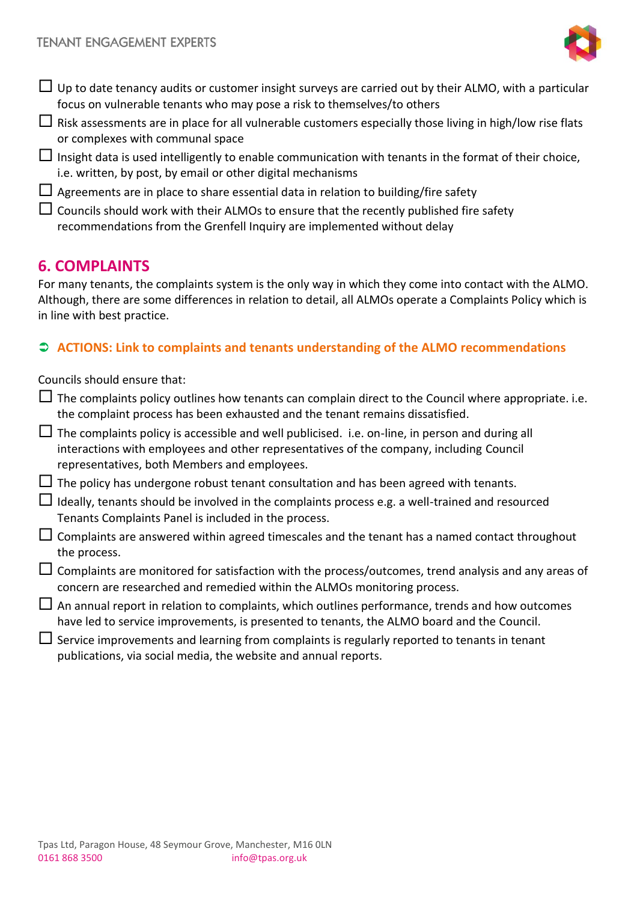- ☐ Up to date tenancy audits or customer insight surveys are carried out by their ALMO, with a particular focus on vulnerable tenants who may pose a risk to themselves/to others
- ☐ Risk assessments are in place for all vulnerable customers especially those living in high/low rise flats or complexes with communal space
- ☐ Insight data is used intelligently to enable communication with tenants in the format of their choice, i.e. written, by post, by email or other digital mechanisms
- ☐ Agreements are in place to share essential data in relation to building/fire safety
- ☐ Councils should work with their ALMOs to ensure that the recently published fire safety recommendations from the Grenfell Inquiry are implemented without delay

## 6. COMPLAINTS

For many tenants, the complaints system is the only way in which they come into contact with the ALMO. Although, there are some differences in relation to detail, all ALMOs operate a Complaints Policy which is in line with best practice.

### ➲ ACTIONS: Link to complaints and tenants understanding of the ALMO recommendations

Councils should ensure that:

- ☐ The complaints policy outlines how tenants can complain direct to the Council where appropriate. i.e. the complaint process has been exhausted and the tenant remains dissatisfied.
- ☐ The complaints policy is accessible and well publicised. i.e. on-line, in person and during all interactions with employees and other representatives of the company, including Council representatives, both Members and employees.
- ☐ The policy has undergone robust tenant consultation and has been agreed with tenants.
- ☐ Ideally, tenants should be involved in the complaints process e.g. a well-trained and resourced Tenants Complaints Panel is included in the process.
- ☐ Complaints are answered within agreed timescales and the tenant has a named contact throughout the process.
- ☐ Complaints are monitored for satisfaction with the process/outcomes, trend analysis and any areas of concern are researched and remedied within the ALMOs monitoring process.
- ☐ An annual report in relation to complaints, which outlines performance, trends and how outcomes have led to service improvements, is presented to tenants, the ALMO board and the Council.
- ☐ Service improvements and learning from complaints is regularly reported to tenants in tenant publications, via social media, the website and annual reports.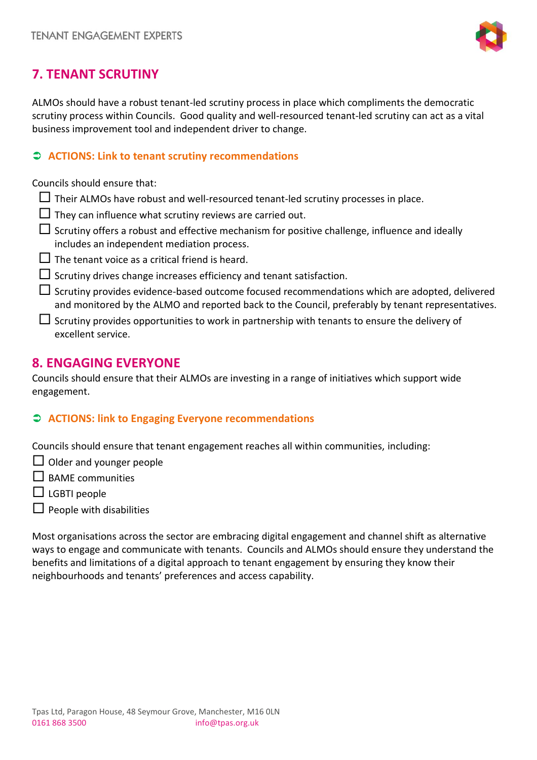## 7. TENANT SCRUTINY

ALMOs should have a robust tenant-led scrutiny process in place which compliments the democratic scrutiny process within Councils. Good quality and well-resourced tenant-led scrutiny can act as a vital business improvement tool and independent driver to change.

### ➲ ACTIONS: Link to tenant scrutiny recommendations

Councils should ensure that:

- ☐ Their ALMOs have robust and well-resourced tenant-led scrutiny processes in place.
- ☐ They can influence what scrutiny reviews are carried out.
- ☐ Scrutiny offers a robust and effective mechanism for positive challenge, influence and ideally includes an independent mediation process.
- ☐ The tenant voice as a critical friend is heard.
- ☐ Scrutiny drives change increases efficiency and tenant satisfaction.
- ☐ Scrutiny provides evidence-based outcome focused recommendations which are adopted, delivered and monitored by the ALMO and reported back to the Council, preferably by tenant representatives.
- ☐ Scrutiny provides opportunities to work in partnership with tenants to ensure the delivery of excellent service.

## 8. ENGAGING EVERYONE

Councils should ensure that their ALMOs are investing in a range of initiatives which support wide engagement.

### ➲ ACTIONS: link to Engaging Everyone recommendations

Councils should ensure that tenant engagement reaches all within communities, including:

- ☐ Older and younger people
- ☐ BAME communities
- ☐ LGBTI people
- ☐ People with disabilities

Most organisations across the sector are embracing digital engagement and channel shift as alternative ways to engage and communicate with tenants. Councils and ALMOs should ensure they understand the benefits and limitations of a digital approach to tenant engagement by ensuring they know their neighbourhoods and tenants' preferences and access capability.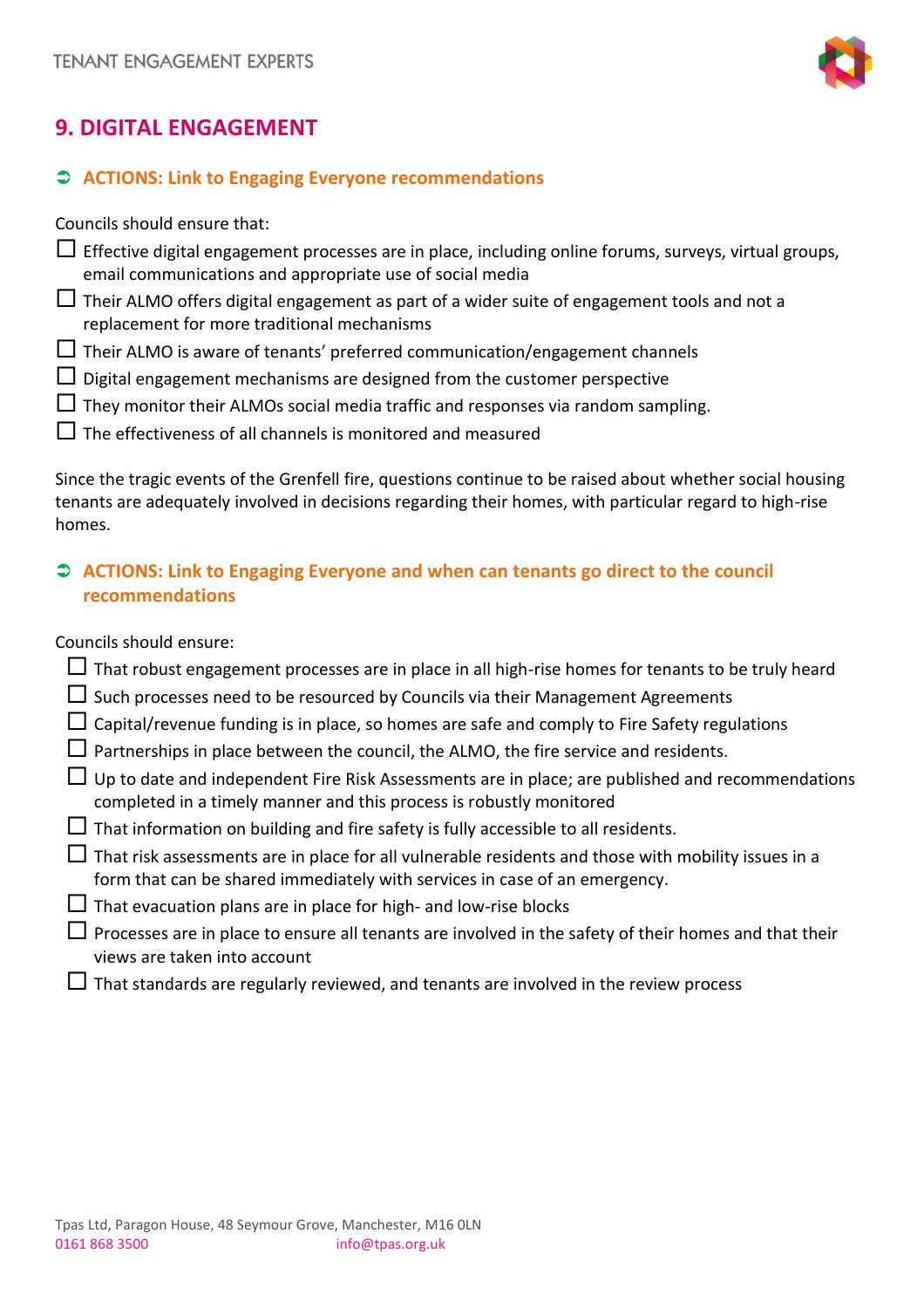## 9. DIGITAL ENGAGEMENT

➲ **ACTIONS: Link to Engaging Everyone recommendations**

Councils should ensure that:

- ☐ Effective digital engagement processes are in place, including online forums, surveys, virtual groups, email communications and appropriate use of social media
- ☐ Their ALMO offers digital engagement as part of a wider suite of engagement tools and not a replacement for more traditional mechanisms
- ☐ Their ALMO is aware of tenants' preferred communication/engagement channels
- ☐ Digital engagement mechanisms are designed from the customer perspective
- ☐ They monitor their ALMOs social media traffic and responses via random sampling.
- ☐ The effectiveness of all channels is monitored and measured

Since the tragic events of the Grenfell fire, questions continue to be raised about whether social housing tenants are adequately involved in decisions regarding their homes, with particular regard to high-rise homes.

➲ **ACTIONS: Link to Engaging Everyone and when can tenants go direct to the council recommendations**

Councils should ensure:

- ☐ That robust engagement processes are in place in all high-rise homes for tenants to be truly heard
- ☐ Such processes need to be resourced by Councils via their Management Agreements
- ☐ Capital/revenue funding is in place, so homes are safe and comply to Fire Safety regulations
- ☐ Partnerships in place between the council, the ALMO, the fire service and residents.
- ☐ Up to date and independent Fire Risk Assessments are in place; are published and recommendations completed in a timely manner and this process is robustly monitored
- ☐ That information on building and fire safety is fully accessible to all residents.
- ☐ That risk assessments are in place for all vulnerable residents and those with mobility issues in a form that can be shared immediately with services in case of an emergency.
- ☐ That evacuation plans are in place for high- and low-rise blocks
- ☐ Processes are in place to ensure all tenants are involved in the safety of their homes and that their views are taken into account
- ☐ That standards are regularly reviewed, and tenants are involved in the review process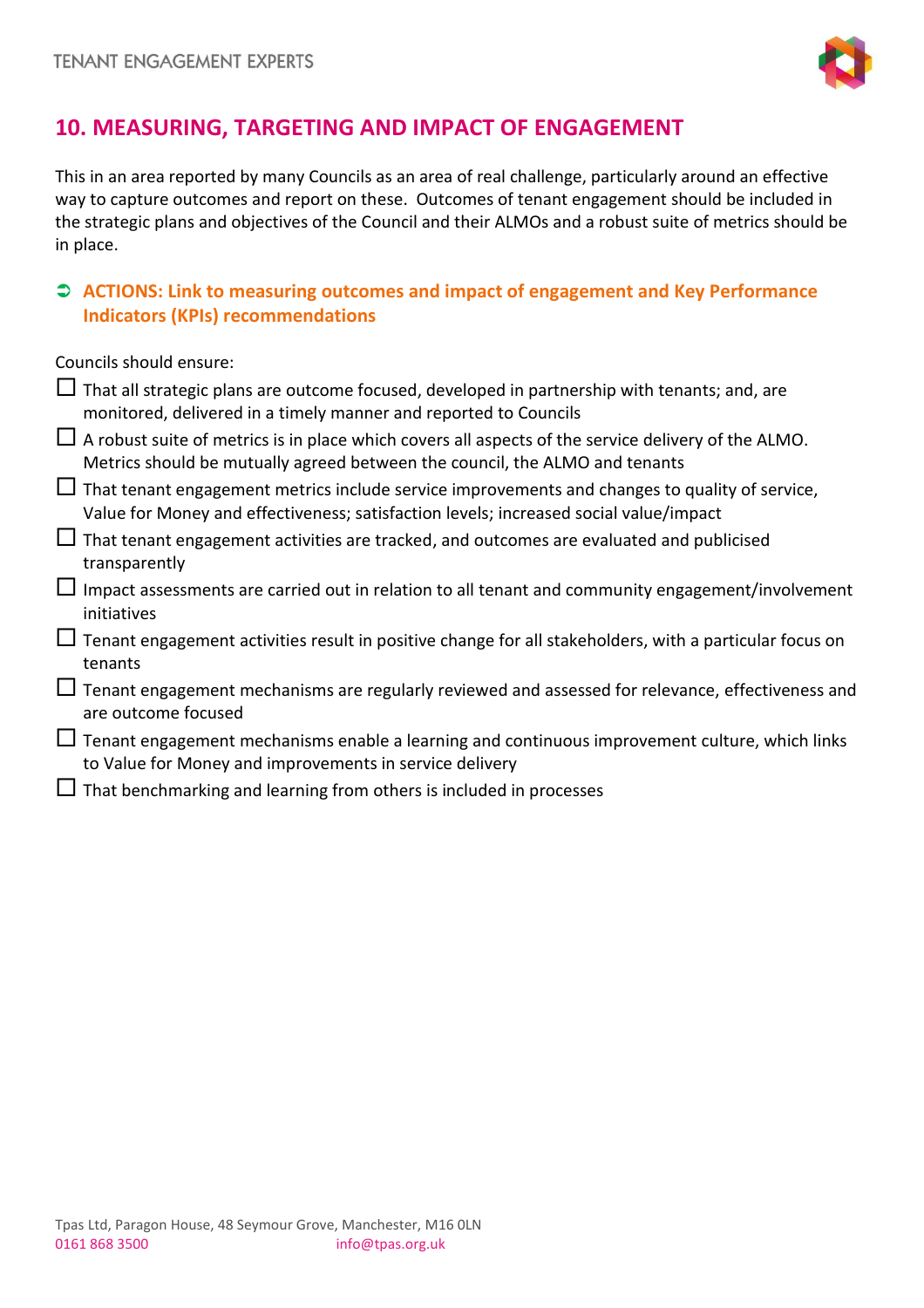## 10. MEASURING, TARGETING AND IMPACT OF ENGAGEMENT

This in an area reported by many Councils as an area of real challenge, particularly around an effective way to capture outcomes and report on these. Outcomes of tenant engagement should be included in the strategic plans and objectives of the Council and their ALMOs and a robust suite of metrics should be in place.

### ➲ ACTIONS: Link to measuring outcomes and impact of engagement and Key Performance Indicators (KPIs) recommendations

Councils should ensure:

- ☐ That all strategic plans are outcome focused, developed in partnership with tenants; and, are monitored, delivered in a timely manner and reported to Councils
- ☐ A robust suite of metrics is in place which covers all aspects of the service delivery of the ALMO. Metrics should be mutually agreed between the council, the ALMO and tenants
- ☐ That tenant engagement metrics include service improvements and changes to quality of service, Value for Money and effectiveness; satisfaction levels; increased social value/impact
- ☐ That tenant engagement activities are tracked, and outcomes are evaluated and publicised transparently
- ☐ Impact assessments are carried out in relation to all tenant and community engagement/involvement initiatives
- ☐ Tenant engagement activities result in positive change for all stakeholders, with a particular focus on tenants
- ☐ Tenant engagement mechanisms are regularly reviewed and assessed for relevance, effectiveness and are outcome focused
- ☐ Tenant engagement mechanisms enable a learning and continuous improvement culture, which links to Value for Money and improvements in service delivery
- ☐ That benchmarking and learning from others is included in processes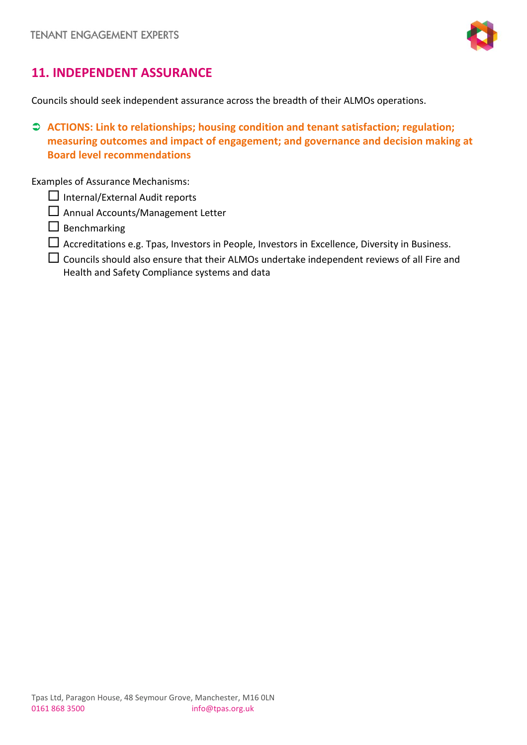## 11. INDEPENDENT ASSURANCE

Councils should seek independent assurance across the breadth of their ALMOs operations.

➲ **ACTIONS: Link to relationships; housing condition and tenant satisfaction; regulation; measuring outcomes and impact of engagement; and governance and decision making at Board level recommendations**

Examples of Assurance Mechanisms:

- ☐ Internal/External Audit reports
- ☐ Annual Accounts/Management Letter
- ☐ Benchmarking
- ☐ Accreditations e.g. Tpas, Investors in People, Investors in Excellence, Diversity in Business.
- ☐ Councils should also ensure that their ALMOs undertake independent reviews of all Fire and Health and Safety Compliance systems and data